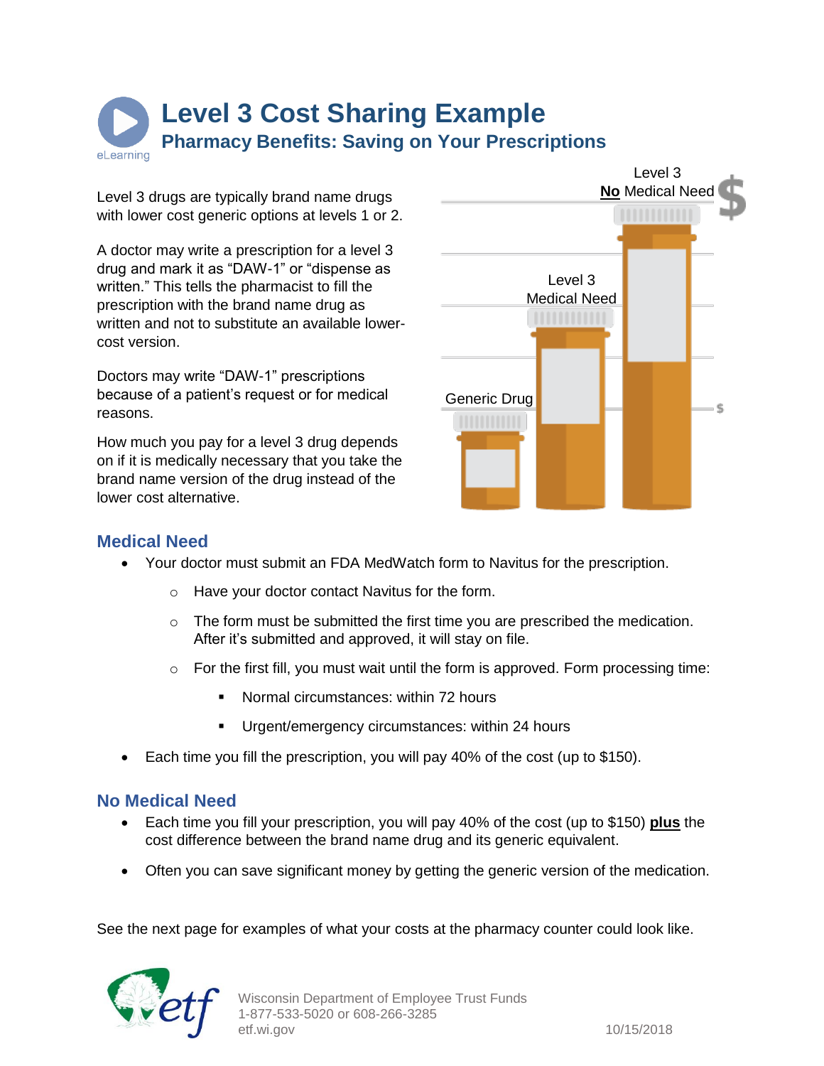# Level 3 Cost Sharing Example

## Pharmacy Benefits: Saving on Your Prescriptions

Level 3 drugs are typically brand name drugs with lower cost generic options at levels 1 or 2.

A doctor may write a prescription for a level 3 drug and mark it as "DAW-1" or "dispense as written." This tells the pharmacist to fill the prescription with the brand name drug as written and not to substitute an available lower-cost version.

Doctors may write "DAW-1" prescriptions because of a patient's request or for medical reasons.

How much you pay for a level 3 drug depends on if it is medically necessary that you take the brand name version of the drug instead of the lower cost alternative.

Generic Drug

Level 3 Medical Need

Level 3 **No** Medical Need

### Medical Need

- Your doctor must submit an FDA MedWatch form to Navitus for the prescription.
  - Have your doctor contact Navitus for the form.
  - The form must be submitted the first time you are prescribed the medication. After it's submitted and approved, it will stay on file.
  - For the first fill, you must wait until the form is approved. Form processing time:
    - Normal circumstances: within 72 hours
    - Urgent/emergency circumstances: within 24 hours
- Each time you fill the prescription, you will pay 40% of the cost (up to $150).

### No Medical Need

- Each time you fill your prescription, you will pay 40% of the cost (up to $150) **plus** the cost difference between the brand name drug and its generic equivalent.
- Often you can save significant money by getting the generic version of the medication.

See the next page for examples of what your costs at the pharmacy counter could look like.

Wisconsin Department of Employee Trust Funds
1-877-533-5020 or 608-266-3285
etf.wi.gov

10/15/2018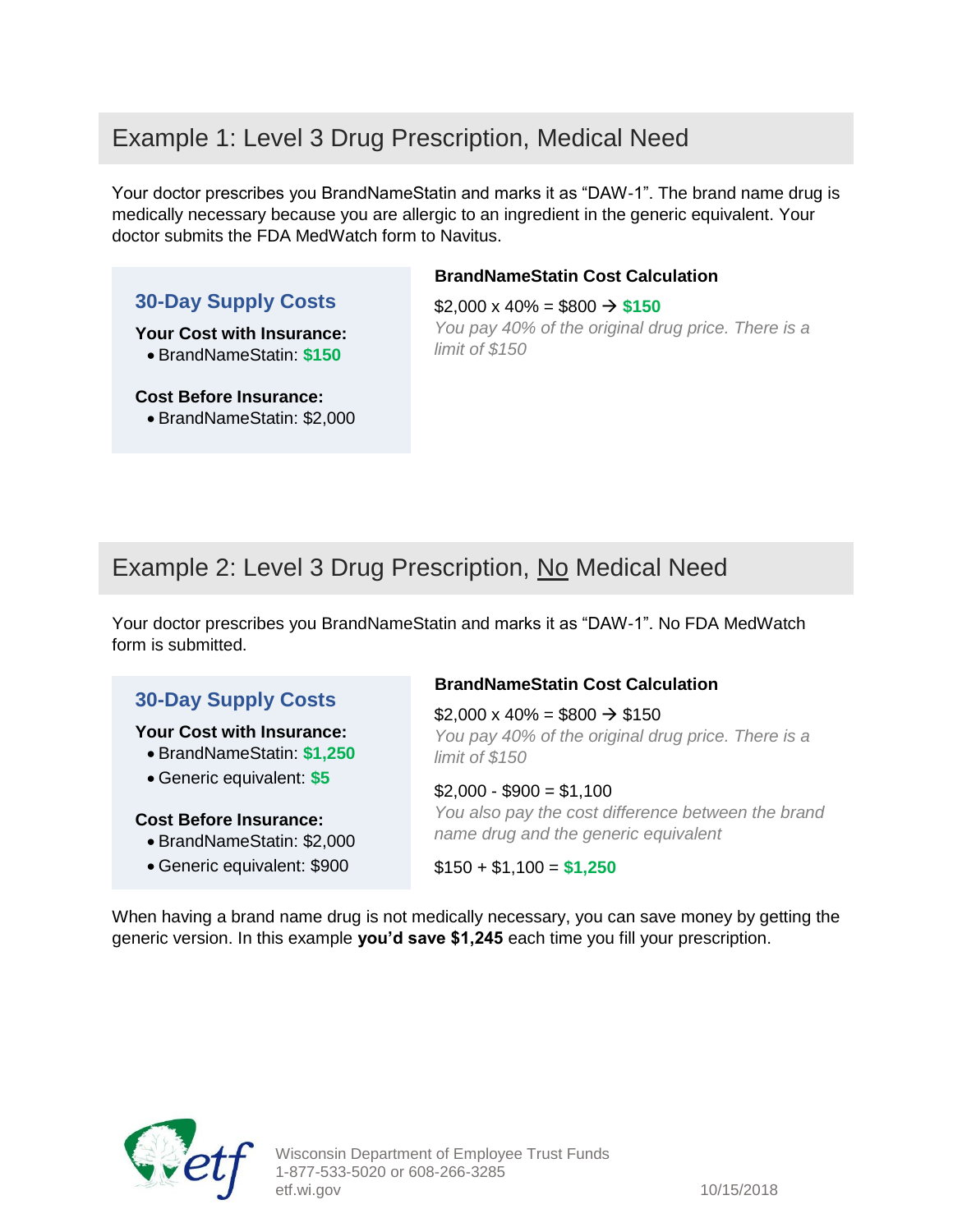## Example 1: Level 3 Drug Prescription, Medical Need

Your doctor prescribes you BrandNameStatin and marks it as “DAW-1”. The brand name drug is medically necessary because you are allergic to an ingredient in the generic equivalent. Your doctor submits the FDA MedWatch form to Navitus.

### 30-Day Supply Costs

**Your Cost with Insurance:**

- BrandNameStatin: **$150**

**Cost Before Insurance:**

- BrandNameStatin: $2,000

**BrandNameStatin Cost Calculation**

$2,000 x 40% = $800 → **$150**

*You pay 40% of the original drug price. There is a limit of $150*

## Example 2: Level 3 Drug Prescription, No Medical Need

Your doctor prescribes you BrandNameStatin and marks it as “DAW-1”. No FDA MedWatch form is submitted.

### 30-Day Supply Costs

**Your Cost with Insurance:**

- BrandNameStatin: **$1,250**
- Generic equivalent: **$5**

**Cost Before Insurance:**

- BrandNameStatin: $2,000
- Generic equivalent: $900

**BrandNameStatin Cost Calculation**

$2,000 x 40% = $800 → $150

*You pay 40% of the original drug price. There is a limit of $150*

$2,000 - $900 = $1,100

*You also pay the cost difference between the brand name drug and the generic equivalent*

$150 + $1,100 = **$1,250**

When having a brand name drug is not medically necessary, you can save money by getting the generic version. In this example **you'd save $1,245** each time you fill your prescription.

Wisconsin Department of Employee Trust Funds
1-877-533-5020 or 608-266-3285
etf.wi.gov

10/15/2018